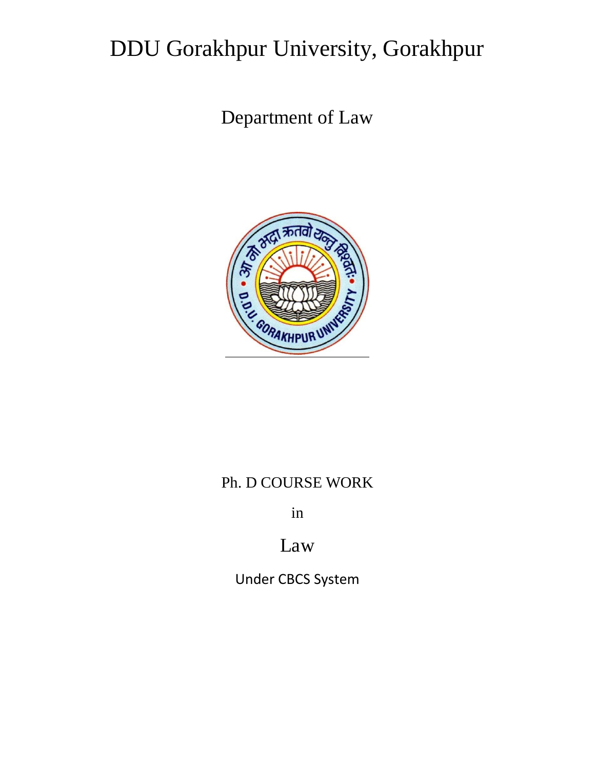# DDU Gorakhpur University, Gorakhpur

## Department of Law

Ph. D COURSE WORK

in

Law

Under CBCS System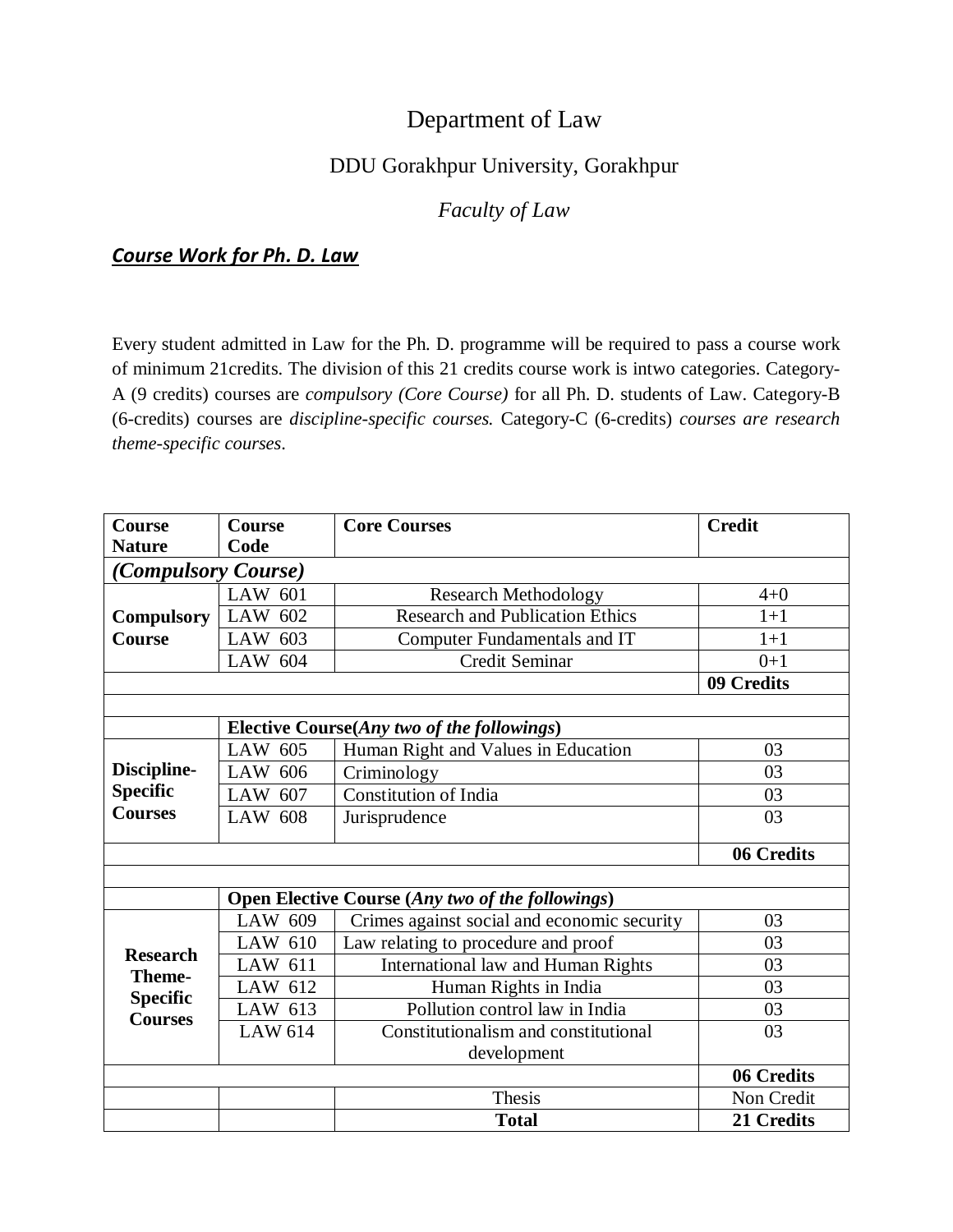# Department of Law

## DDU Gorakhpur University, Gorakhpur

### *Faculty of Law*

***Course Work for Ph. D. Law***

Every student admitted in Law for the Ph. D. programme will be required to pass a course work of minimum 21credits. The division of this 21 credits course work is intwo categories. Category-A (9 credits) courses are *compulsory (Core Course)* for all Ph. D. students of Law. Category-B (6-credits) courses are *discipline-specific courses.* Category-C (6-credits) *courses are research theme-specific courses*.

| Course Nature | Course Code | Core Courses | Credit |
|---|---|---|---|
| ***(Compulsory Course)*** | | | |
| **Compulsory Course** | LAW 601 | Research Methodology | 4+0 |
| | LAW 602 | Research and Publication Ethics | 1+1 |
| | LAW 603 | Computer Fundamentals and IT | 1+1 |
| | LAW 604 | Credit Seminar | 0+1 |
| | | | **09 Credits** |
| | | | |
| | **Elective Course(*Any two of the followings*)** | | |
| **Discipline-Specific Courses** | LAW 605 | Human Right and Values in Education | 03 |
| | LAW 606 | Criminology | 03 |
| | LAW 607 | Constitution of India | 03 |
| | LAW 608 | Jurisprudence | 03 |
| | | | **06 Credits** |
| | | | |
| | **Open Elective Course (*Any two of the followings*)** | | |
| **Research Theme-Specific Courses** | LAW 609 | Crimes against social and economic security | 03 |
| | LAW 610 | Law relating to procedure and proof | 03 |
| | LAW 611 | International law and Human Rights | 03 |
| | LAW 612 | Human Rights in India | 03 |
| | LAW 613 | Pollution control law in India | 03 |
| | LAW 614 | Constitutionalism and constitutional development | 03 |
| | | | **06 Credits** |
| | | Thesis | Non Credit |
| | | **Total** | **21 Credits** |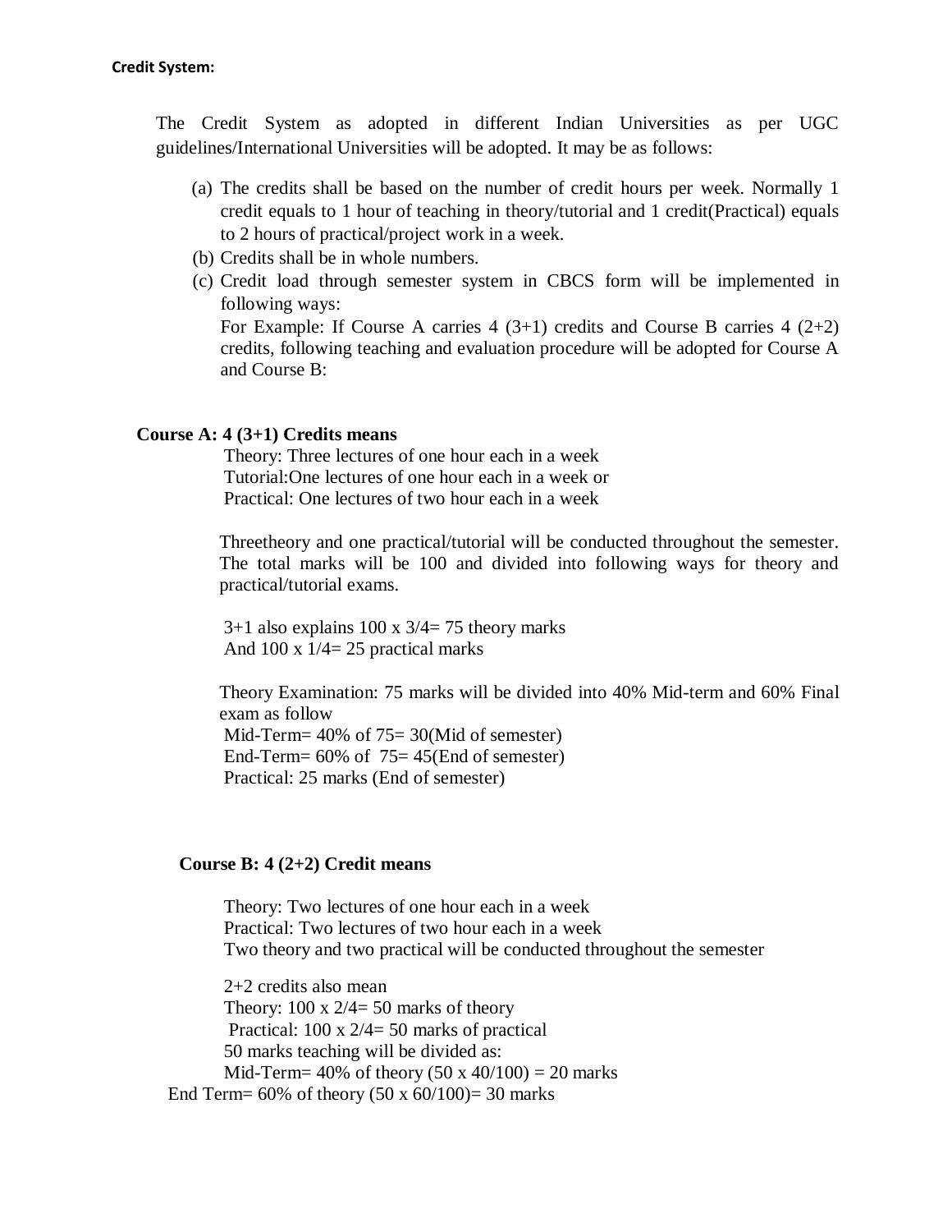**Credit System:**

The Credit System as adopted in different Indian Universities as per UGC guidelines/International Universities will be adopted. It may be as follows:

(a) The credits shall be based on the number of credit hours per week. Normally 1 credit equals to 1 hour of teaching in theory/tutorial and 1 credit(Practical) equals to 2 hours of practical/project work in a week.

(b) Credits shall be in whole numbers.

(c) Credit load through semester system in CBCS form will be implemented in following ways:
For Example: If Course A carries 4 (3+1) credits and Course B carries 4 (2+2) credits, following teaching and evaluation procedure will be adopted for Course A and Course B:

**Course A: 4 (3+1) Credits means**

Theory: Three lectures of one hour each in a week
Tutorial:One lectures of one hour each in a week or
Practical: One lectures of two hour each in a week

Threetheory and one practical/tutorial will be conducted throughout the semester. The total marks will be 100 and divided into following ways for theory and practical/tutorial exams.

3+1 also explains 100 x 3/4= 75 theory marks
And 100 x 1/4= 25 practical marks

Theory Examination: 75 marks will be divided into 40% Mid-term and 60% Final exam as follow
Mid-Term= 40% of 75= 30(Mid of semester)
End-Term= 60% of 75= 45(End of semester)
Practical: 25 marks (End of semester)

**Course B: 4 (2+2) Credit means**

Theory: Two lectures of one hour each in a week
Practical: Two lectures of two hour each in a week
Two theory and two practical will be conducted throughout the semester

2+2 credits also mean
Theory: 100 x 2/4= 50 marks of theory
Practical: 100 x 2/4= 50 marks of practical
50 marks teaching will be divided as:
Mid-Term= 40% of theory (50 x 40/100) = 20 marks
End Term= 60% of theory (50 x 60/100)= 30 marks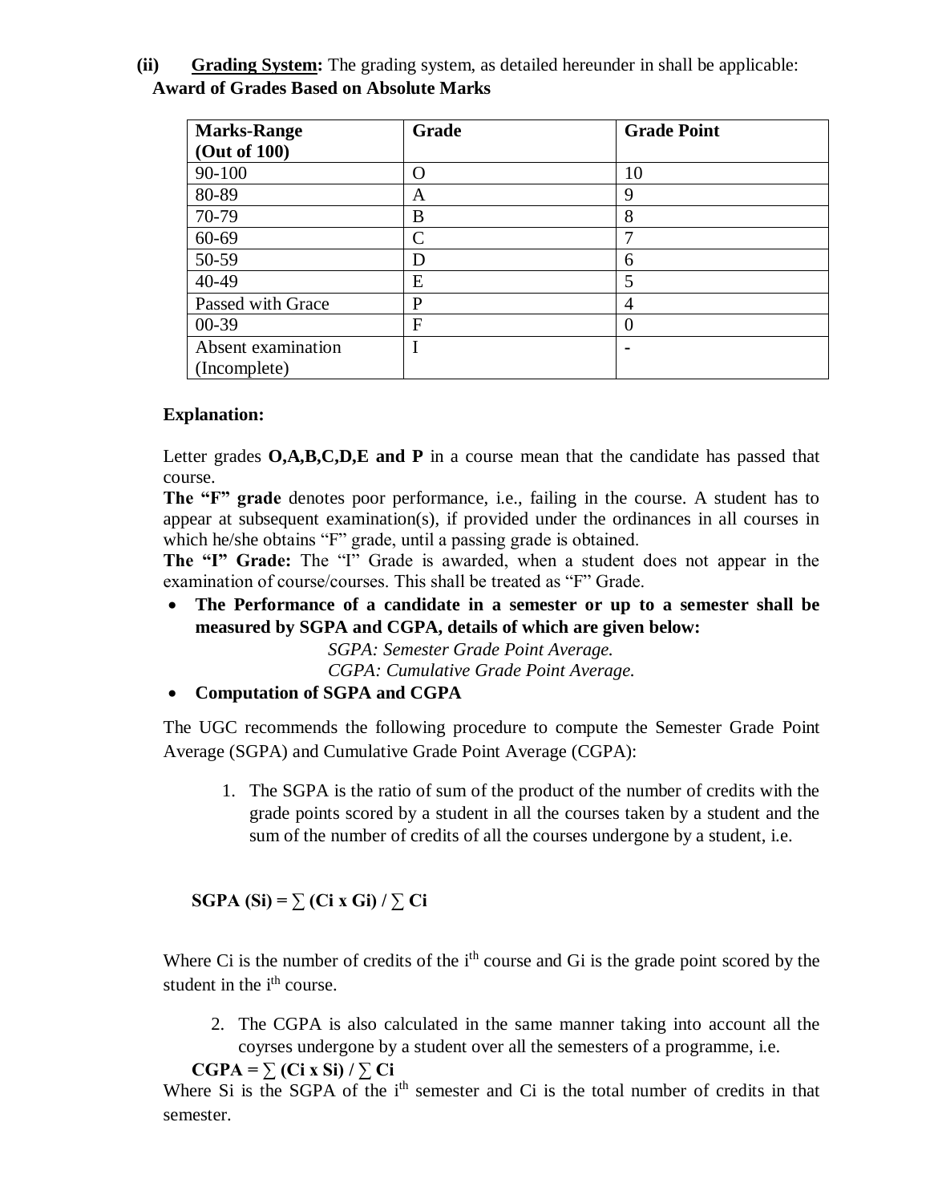**(ii) Grading System:** The grading system, as detailed hereunder in shall be applicable:

**Award of Grades Based on Absolute Marks**

| **Marks-Range (Out of 100)** | **Grade** | **Grade Point** |
|---|---|---|
| 90-100 | O | 10 |
| 80-89 | A | 9 |
| 70-79 | B | 8 |
| 60-69 | C | 7 |
| 50-59 | D | 6 |
| 40-49 | E | 5 |
| Passed with Grace | P | 4 |
| 00-39 | F | 0 |
| Absent examination (Incomplete) | I | - |

**Explanation:**

Letter grades **O,A,B,C,D,E and P** in a course mean that the candidate has passed that course.

**The "F" grade** denotes poor performance, i.e., failing in the course. A student has to appear at subsequent examination(s), if provided under the ordinances in all courses in which he/she obtains "F" grade, until a passing grade is obtained.

**The "I" Grade:** The "I" Grade is awarded, when a student does not appear in the examination of course/courses. This shall be treated as "F" Grade.

- **The Performance of a candidate in a semester or up to a semester shall be measured by SGPA and CGPA, details of which are given below:**

  *SGPA: Semester Grade Point Average.*

  *CGPA: Cumulative Grade Point Average.*

- **Computation of SGPA and CGPA**

The UGC recommends the following procedure to compute the Semester Grade Point Average (SGPA) and Cumulative Grade Point Average (CGPA):

1. The SGPA is the ratio of sum of the product of the number of credits with the grade points scored by a student in all the courses taken by a student and the sum of the number of credits of all the courses undergone by a student, i.e.

**SGPA (Si) = $\sum$ (Ci x Gi) / $\sum$ Ci**

Where Ci is the number of credits of the i[th] course and Gi is the grade point scored by the student in the i[th] course.

2. The CGPA is also calculated in the same manner taking into account all the coyrses undergone by a student over all the semesters of a programme, i.e.

**CGPA = $\sum$ (Ci x Si) / $\sum$ Ci**

Where Si is the SGPA of the i[th] semester and Ci is the total number of credits in that semester.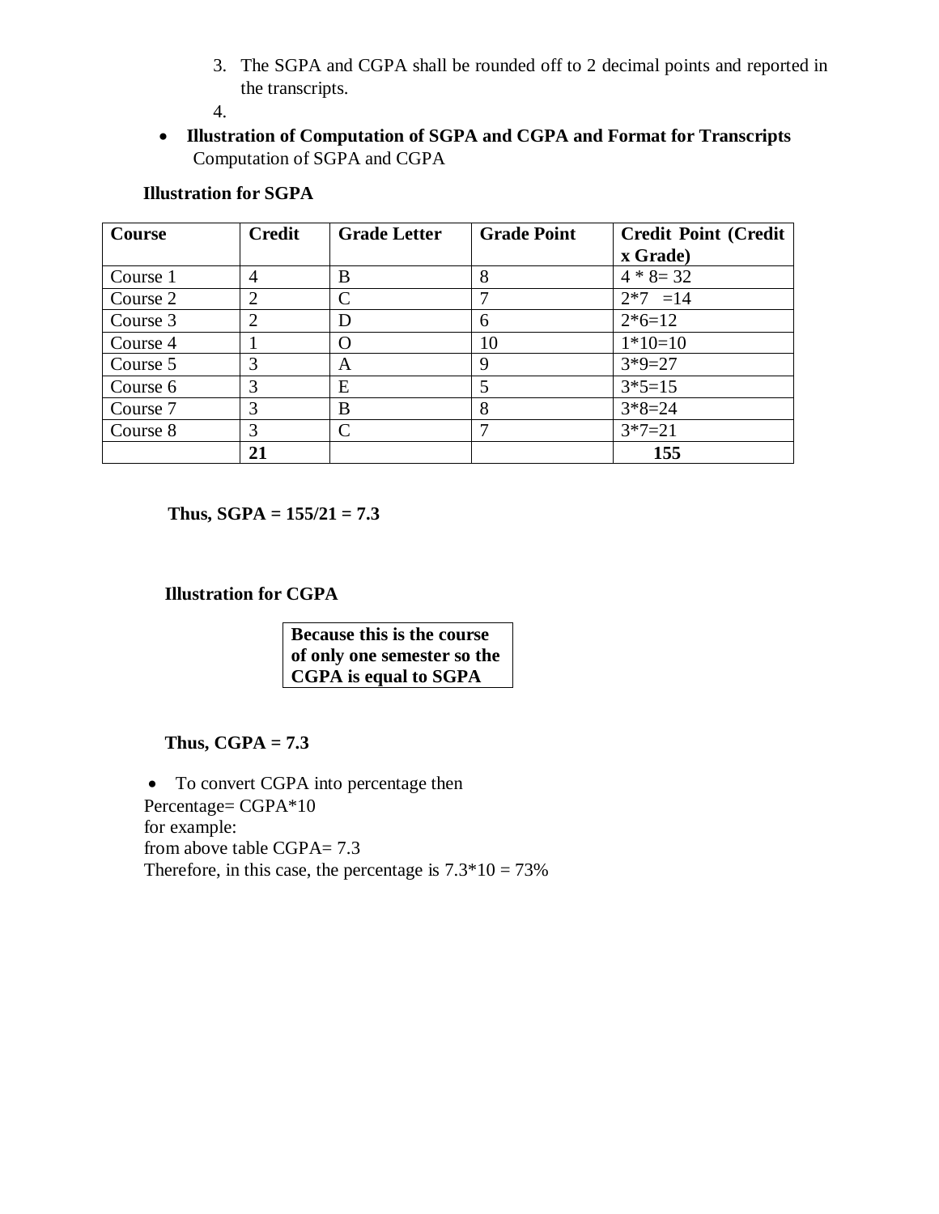3. The SGPA and CGPA shall be rounded off to 2 decimal points and reported in the transcripts.
4.

- **Illustration of Computation of SGPA and CGPA and Format for Transcripts**
  Computation of SGPA and CGPA

**Illustration for SGPA**

| Course | Credit | Grade Letter | Grade Point | Credit Point (Credit x Grade) |
|---|---|---|---|---|
| Course 1 | 4 | B | 8 | 4 * 8= 32 |
| Course 2 | 2 | C | 7 | 2*7 =14 |
| Course 3 | 2 | D | 6 | 2*6=12 |
| Course 4 | 1 | O | 10 | 1*10=10 |
| Course 5 | 3 | A | 9 | 3*9=27 |
| Course 6 | 3 | E | 5 | 3*5=15 |
| Course 7 | 3 | B | 8 | 3*8=24 |
| Course 8 | 3 | C | 7 | 3*7=21 |
| | **21** | | | **155** |

**Thus, SGPA = 155/21 = 7.3**

**Illustration for CGPA**

| **Because this is the course of only one semester so the CGPA is equal to SGPA** |
|---|

**Thus, CGPA = 7.3**

- To convert CGPA into percentage then

Percentage= CGPA*10
for example:
from above table CGPA= 7.3
Therefore, in this case, the percentage is 7.3*10 = 73%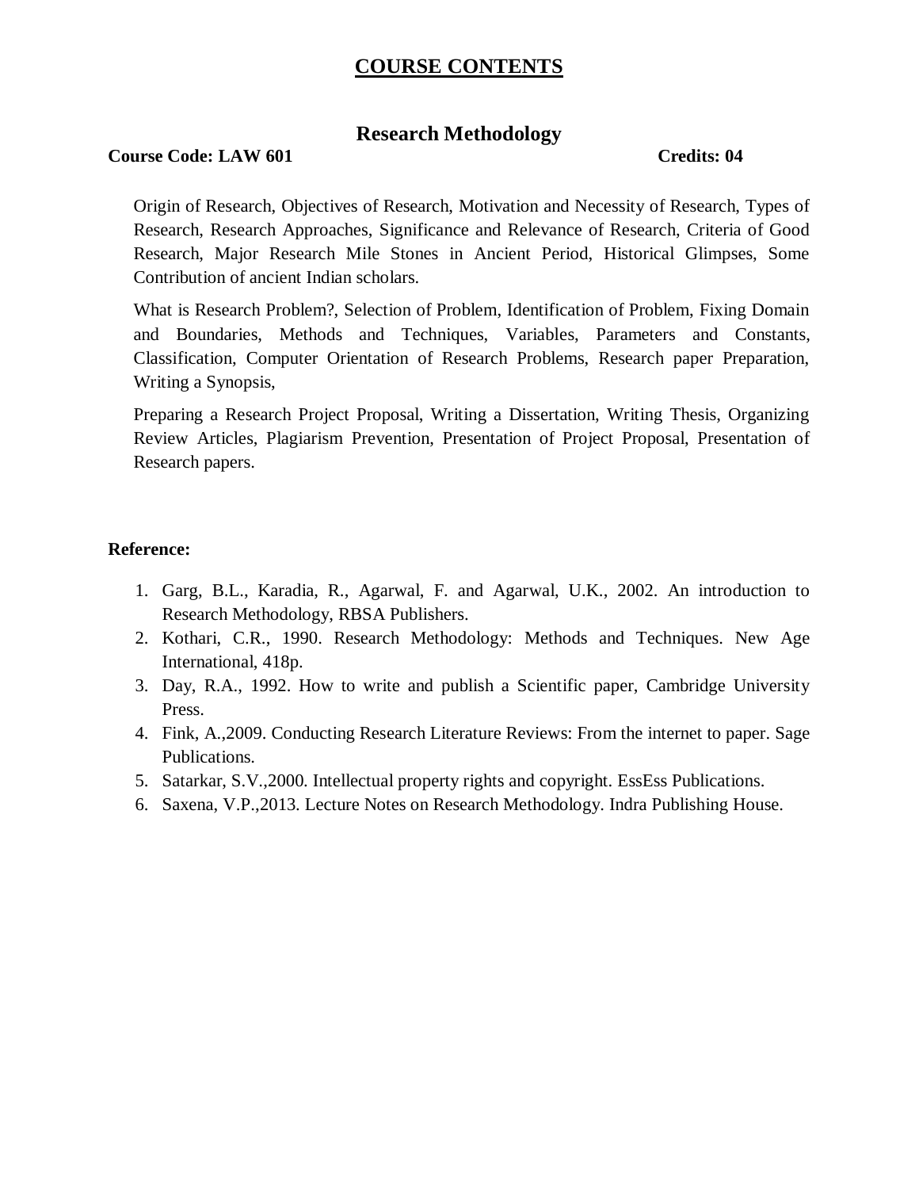# COURSE CONTENTS

## Research Methodology

**Course Code: LAW 601** **Credits: 04**

Origin of Research, Objectives of Research, Motivation and Necessity of Research, Types of Research, Research Approaches, Significance and Relevance of Research, Criteria of Good Research, Major Research Mile Stones in Ancient Period, Historical Glimpses, Some Contribution of ancient Indian scholars.

What is Research Problem?, Selection of Problem, Identification of Problem, Fixing Domain and Boundaries, Methods and Techniques, Variables, Parameters and Constants, Classification, Computer Orientation of Research Problems, Research paper Preparation, Writing a Synopsis,

Preparing a Research Project Proposal, Writing a Dissertation, Writing Thesis, Organizing Review Articles, Plagiarism Prevention, Presentation of Project Proposal, Presentation of Research papers.

**Reference:**

1. Garg, B.L., Karadia, R., Agarwal, F. and Agarwal, U.K., 2002. An introduction to Research Methodology, RBSA Publishers.
2. Kothari, C.R., 1990. Research Methodology: Methods and Techniques. New Age International, 418p.
3. Day, R.A., 1992. How to write and publish a Scientific paper, Cambridge University Press.
4. Fink, A.,2009. Conducting Research Literature Reviews: From the internet to paper. Sage Publications.
5. Satarkar, S.V.,2000. Intellectual property rights and copyright. EssEss Publications.
6. Saxena, V.P.,2013. Lecture Notes on Research Methodology. Indra Publishing House.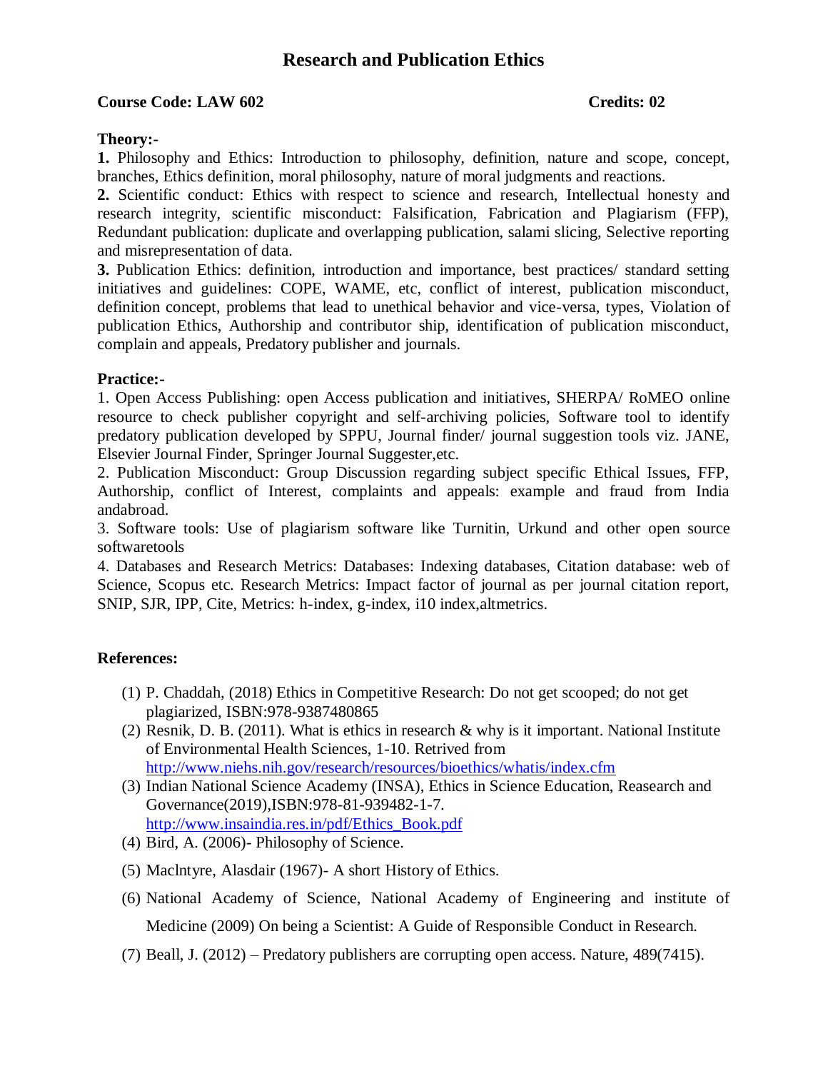# Research and Publication Ethics

**Course Code: LAW 602** **Credits: 02**

**Theory:-**

**1.** Philosophy and Ethics: Introduction to philosophy, definition, nature and scope, concept, branches, Ethics definition, moral philosophy, nature of moral judgments and reactions.

**2.** Scientific conduct: Ethics with respect to science and research, Intellectual honesty and research integrity, scientific misconduct: Falsification, Fabrication and Plagiarism (FFP), Redundant publication: duplicate and overlapping publication, salami slicing, Selective reporting and misrepresentation of data.

**3.** Publication Ethics: definition, introduction and importance, best practices/ standard setting initiatives and guidelines: COPE, WAME, etc, conflict of interest, publication misconduct, definition concept, problems that lead to unethical behavior and vice-versa, types, Violation of publication Ethics, Authorship and contributor ship, identification of publication misconduct, complain and appeals, Predatory publisher and journals.

**Practice:-**

1. Open Access Publishing: open Access publication and initiatives, SHERPA/ RoMEO online resource to check publisher copyright and self-archiving policies, Software tool to identify predatory publication developed by SPPU, Journal finder/ journal suggestion tools viz. JANE, Elsevier Journal Finder, Springer Journal Suggester,etc.
2. Publication Misconduct: Group Discussion regarding subject specific Ethical Issues, FFP, Authorship, conflict of Interest, complaints and appeals: example and fraud from India andabroad.
3. Software tools: Use of plagiarism software like Turnitin, Urkund and other open source softwaretools
4. Databases and Research Metrics: Databases: Indexing databases, Citation database: web of Science, Scopus etc. Research Metrics: Impact factor of journal as per journal citation report, SNIP, SJR, IPP, Cite, Metrics: h-index, g-index, i10 index,altmetrics.

**References:**

(1) P. Chaddah, (2018) Ethics in Competitive Research: Do not get scooped; do not get plagiarized, ISBN:978-9387480865

(2) Resnik, D. B. (2011). What is ethics in research & why is it important. National Institute of Environmental Health Sciences, 1-10. Retrived from http://www.niehs.nih.gov/research/resources/bioethics/whatis/index.cfm

(3) Indian National Science Academy (INSA), Ethics in Science Education, Reasearch and Governance(2019),ISBN:978-81-939482-1-7. http://www.insaindia.res.in/pdf/Ethics_Book.pdf

(4) Bird, A. (2006)- Philosophy of Science.

(5) Maclntyre, Alasdair (1967)- A short History of Ethics.

(6) National Academy of Science, National Academy of Engineering and institute of Medicine (2009) On being a Scientist: A Guide of Responsible Conduct in Research.

(7) Beall, J. (2012) – Predatory publishers are corrupting open access. Nature, 489(7415).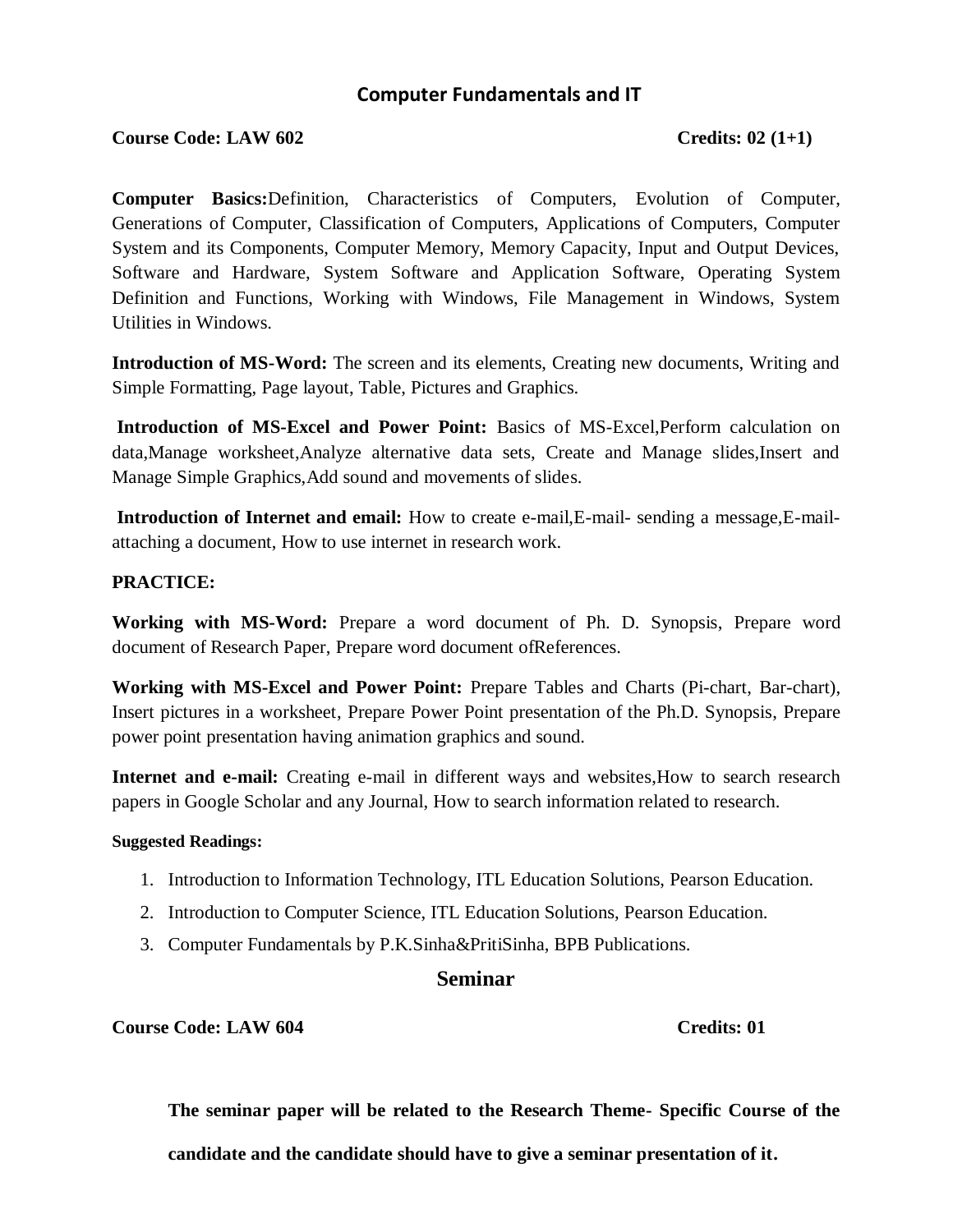## Computer Fundamentals and IT

**Course Code: LAW 602** **Credits: 02 (1+1)**

**Computer Basics:**Definition, Characteristics of Computers, Evolution of Computer, Generations of Computer, Classification of Computers, Applications of Computers, Computer System and its Components, Computer Memory, Memory Capacity, Input and Output Devices, Software and Hardware, System Software and Application Software, Operating System Definition and Functions, Working with Windows, File Management in Windows, System Utilities in Windows.

**Introduction of MS-Word:** The screen and its elements, Creating new documents, Writing and Simple Formatting, Page layout, Table, Pictures and Graphics.

**Introduction of MS-Excel and Power Point:** Basics of MS-Excel,Perform calculation on data,Manage worksheet,Analyze alternative data sets, Create and Manage slides,Insert and Manage Simple Graphics,Add sound and movements of slides.

**Introduction of Internet and email:** How to create e-mail,E-mail- sending a message,E-mail-attaching a document, How to use internet in research work.

**PRACTICE:**

**Working with MS-Word:** Prepare a word document of Ph. D. Synopsis, Prepare word document of Research Paper, Prepare word document ofReferences.

**Working with MS-Excel and Power Point:** Prepare Tables and Charts (Pi-chart, Bar-chart), Insert pictures in a worksheet, Prepare Power Point presentation of the Ph.D. Synopsis, Prepare power point presentation having animation graphics and sound.

**Internet and e-mail:** Creating e-mail in different ways and websites,How to search research papers in Google Scholar and any Journal, How to search information related to research.

**Suggested Readings:**

1. Introduction to Information Technology, ITL Education Solutions, Pearson Education.
2. Introduction to Computer Science, ITL Education Solutions, Pearson Education.
3. Computer Fundamentals by P.K.Sinha&PritiSinha, BPB Publications.

## Seminar

**Course Code: LAW 604** **Credits: 01**

**The seminar paper will be related to the Research Theme- Specific Course of the candidate and the candidate should have to give a seminar presentation of it.**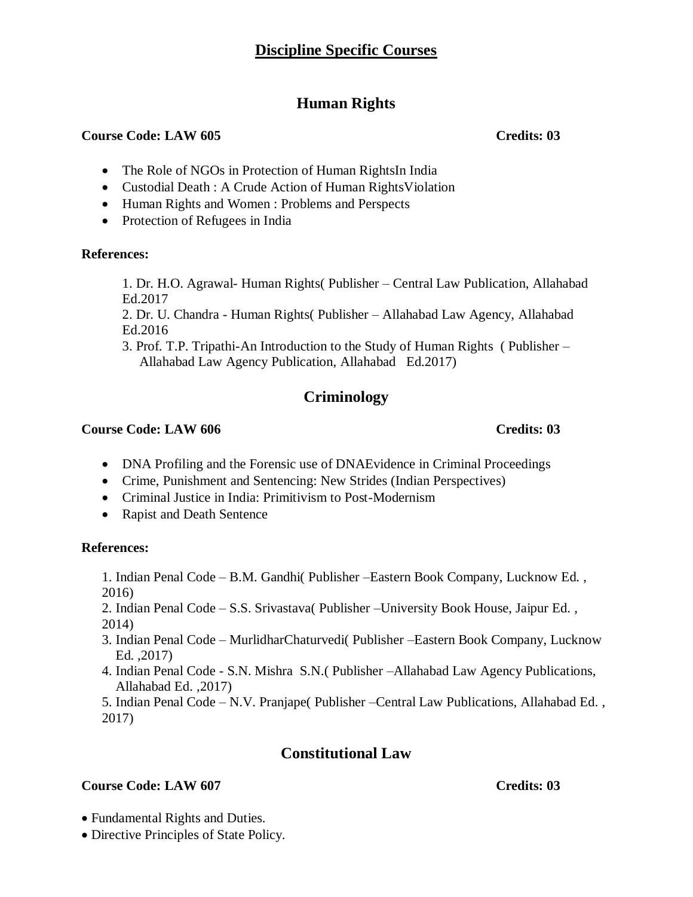# Discipline Specific Courses

## Human Rights

**Course Code: LAW 605** **Credits: 03**

- The Role of NGOs in Protection of Human RightsIn India
- Custodial Death : A Crude Action of Human RightsViolation
- Human Rights and Women : Problems and Perspects
- Protection of Refugees in India

**References:**

1. Dr. H.O. Agrawal- Human Rights( Publisher – Central Law Publication, Allahabad Ed.2017
2. Dr. U. Chandra - Human Rights( Publisher – Allahabad Law Agency, Allahabad Ed.2016
3. Prof. T.P. Tripathi-An Introduction to the Study of Human Rights ( Publisher – Allahabad Law Agency Publication, Allahabad Ed.2017)

## Criminology

**Course Code: LAW 606** **Credits: 03**

- DNA Profiling and the Forensic use of DNAEvidence in Criminal Proceedings
- Crime, Punishment and Sentencing: New Strides (Indian Perspectives)
- Criminal Justice in India: Primitivism to Post-Modernism
- Rapist and Death Sentence

**References:**

1. Indian Penal Code – B.M. Gandhi( Publisher –Eastern Book Company, Lucknow Ed. , 2016)
2. Indian Penal Code – S.S. Srivastava( Publisher –University Book House, Jaipur Ed. , 2014)
3. Indian Penal Code – MurlidharChaturvedi( Publisher –Eastern Book Company, Lucknow Ed. ,2017)
4. Indian Penal Code - S.N. Mishra S.N.( Publisher –Allahabad Law Agency Publications, Allahabad Ed. ,2017)
5. Indian Penal Code – N.V. Pranjape( Publisher –Central Law Publications, Allahabad Ed. , 2017)

## Constitutional Law

**Course Code: LAW 607** **Credits: 03**

- Fundamental Rights and Duties.
- Directive Principles of State Policy.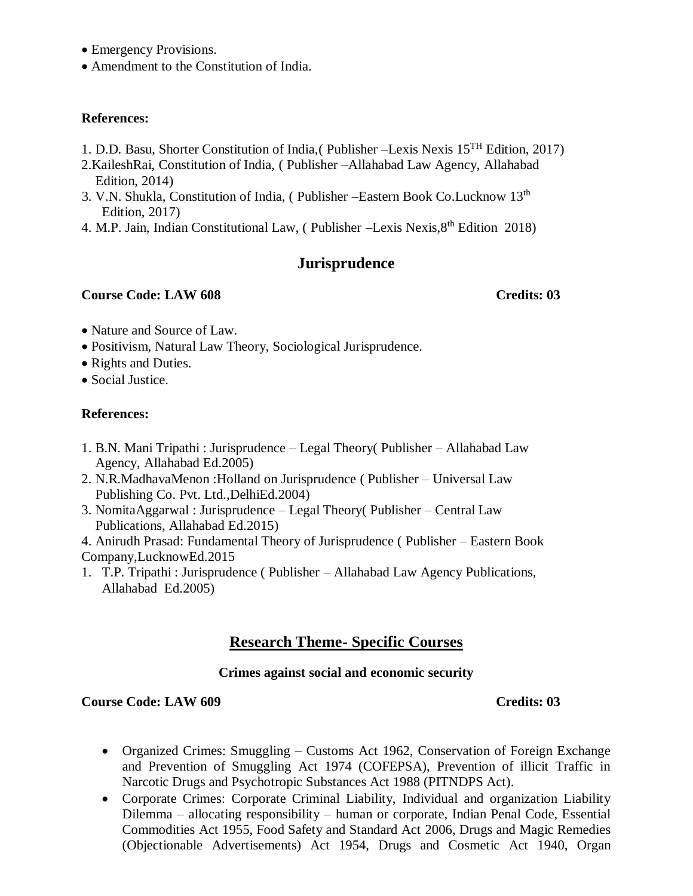- Emergency Provisions.
- Amendment to the Constitution of India.

**References:**

1. D.D. Basu, Shorter Constitution of India,( Publisher –Lexis Nexis 15[TH] Edition, 2017)
2. KaileshRai, Constitution of India, ( Publisher –Allahabad Law Agency, Allahabad Edition, 2014)
3. V.N. Shukla, Constitution of India, ( Publisher –Eastern Book Co.Lucknow 13[th] Edition, 2017)
4. M.P. Jain, Indian Constitutional Law, ( Publisher –Lexis Nexis,8[th] Edition 2018)

## Jurisprudence

**Course Code: LAW 608** **Credits: 03**

- Nature and Source of Law.
- Positivism, Natural Law Theory, Sociological Jurisprudence.
- Rights and Duties.
- Social Justice.

**References:**

1. B.N. Mani Tripathi : Jurisprudence – Legal Theory( Publisher – Allahabad Law Agency, Allahabad Ed.2005)
2. N.R.MadhavaMenon :Holland on Jurisprudence ( Publisher – Universal Law Publishing Co. Pvt. Ltd.,DelhiEd.2004)
3. NomitaAggarwal : Jurisprudence – Legal Theory( Publisher – Central Law Publications, Allahabad Ed.2015)
4. Anirudh Prasad: Fundamental Theory of Jurisprudence ( Publisher – Eastern Book Company,LucknowEd.2015
1. T.P. Tripathi : Jurisprudence ( Publisher – Allahabad Law Agency Publications, Allahabad Ed.2005)

## Research Theme- Specific Courses

### Crimes against social and economic security

**Course Code: LAW 609** **Credits: 03**

- Organized Crimes: Smuggling – Customs Act 1962, Conservation of Foreign Exchange and Prevention of Smuggling Act 1974 (COFEPSA), Prevention of illicit Traffic in Narcotic Drugs and Psychotropic Substances Act 1988 (PITNDPS Act).
- Corporate Crimes: Corporate Criminal Liability, Individual and organization Liability Dilemma – allocating responsibility – human or corporate, Indian Penal Code, Essential Commodities Act 1955, Food Safety and Standard Act 2006, Drugs and Magic Remedies (Objectionable Advertisements) Act 1954, Drugs and Cosmetic Act 1940, Organ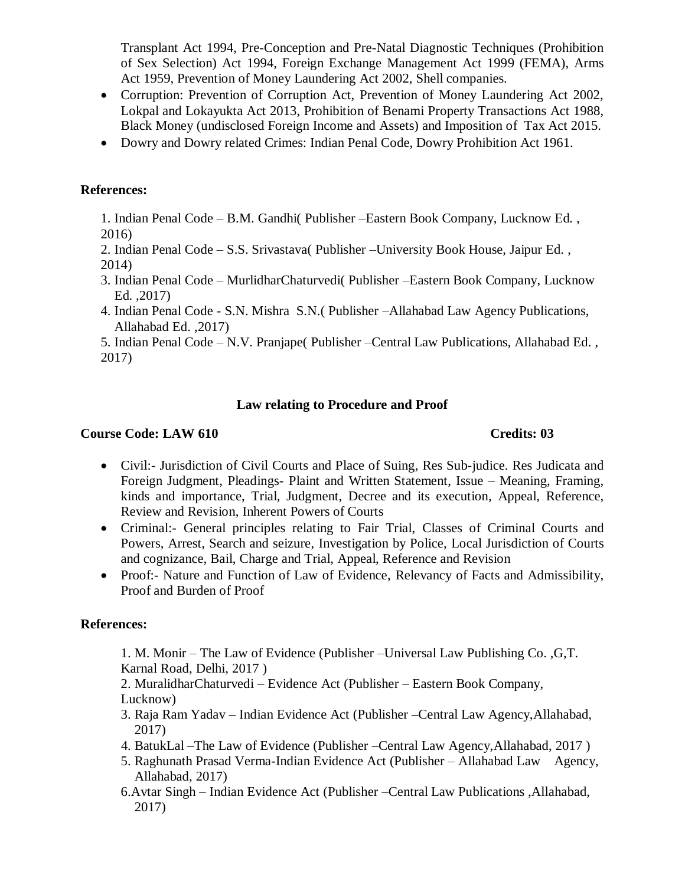Transplant Act 1994, Pre-Conception and Pre-Natal Diagnostic Techniques (Prohibition of Sex Selection) Act 1994, Foreign Exchange Management Act 1999 (FEMA), Arms Act 1959, Prevention of Money Laundering Act 2002, Shell companies.

- Corruption: Prevention of Corruption Act, Prevention of Money Laundering Act 2002, Lokpal and Lokayukta Act 2013, Prohibition of Benami Property Transactions Act 1988, Black Money (undisclosed Foreign Income and Assets) and Imposition of Tax Act 2015.
- Dowry and Dowry related Crimes: Indian Penal Code, Dowry Prohibition Act 1961.

**References:**

1. Indian Penal Code – B.M. Gandhi( Publisher –Eastern Book Company, Lucknow Ed. , 2016)
2. Indian Penal Code – S.S. Srivastava( Publisher –University Book House, Jaipur Ed. , 2014)
3. Indian Penal Code – MurlidharChaturvedi( Publisher –Eastern Book Company, Lucknow Ed. ,2017)
4. Indian Penal Code - S.N. Mishra S.N.( Publisher –Allahabad Law Agency Publications, Allahabad Ed. ,2017)
5. Indian Penal Code – N.V. Pranjape( Publisher –Central Law Publications, Allahabad Ed. , 2017)

## Law relating to Procedure and Proof

**Course Code: LAW 610** **Credits: 03**

- Civil:- Jurisdiction of Civil Courts and Place of Suing, Res Sub-judice. Res Judicata and Foreign Judgment, Pleadings- Plaint and Written Statement, Issue – Meaning, Framing, kinds and importance, Trial, Judgment, Decree and its execution, Appeal, Reference, Review and Revision, Inherent Powers of Courts
- Criminal:- General principles relating to Fair Trial, Classes of Criminal Courts and Powers, Arrest, Search and seizure, Investigation by Police, Local Jurisdiction of Courts and cognizance, Bail, Charge and Trial, Appeal, Reference and Revision
- Proof:- Nature and Function of Law of Evidence, Relevancy of Facts and Admissibility, Proof and Burden of Proof

**References:**

1. M. Monir – The Law of Evidence (Publisher –Universal Law Publishing Co. ,G,T. Karnal Road, Delhi, 2017 )
2. MuralidharChaturvedi – Evidence Act (Publisher – Eastern Book Company, Lucknow)
3. Raja Ram Yadav – Indian Evidence Act (Publisher –Central Law Agency,Allahabad, 2017)
4. BatukLal –The Law of Evidence (Publisher –Central Law Agency,Allahabad, 2017 )
5. Raghunath Prasad Verma-Indian Evidence Act (Publisher – Allahabad Law Agency, Allahabad, 2017)
6. Avtar Singh – Indian Evidence Act (Publisher –Central Law Publications ,Allahabad, 2017)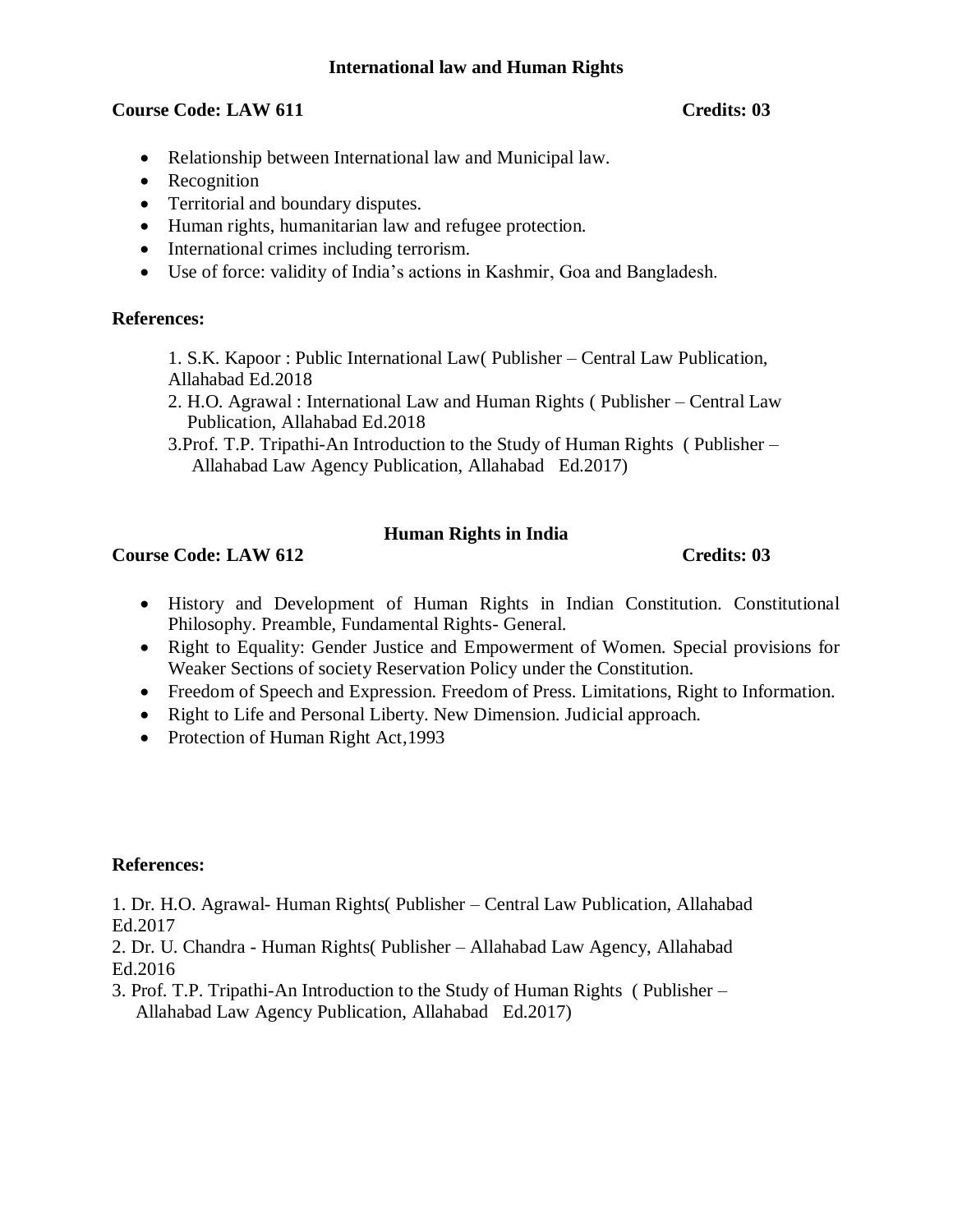## International law and Human Rights

**Course Code: LAW 611** **Credits: 03**

- Relationship between International law and Municipal law.
- Recognition
- Territorial and boundary disputes.
- Human rights, humanitarian law and refugee protection.
- International crimes including terrorism.
- Use of force: validity of India's actions in Kashmir, Goa and Bangladesh.

**References:**

1. S.K. Kapoor : Public International Law( Publisher – Central Law Publication, Allahabad Ed.2018
2. H.O. Agrawal : International Law and Human Rights ( Publisher – Central Law Publication, Allahabad Ed.2018
3. Prof. T.P. Tripathi-An Introduction to the Study of Human Rights ( Publisher – Allahabad Law Agency Publication, Allahabad Ed.2017)

## Human Rights in India

**Course Code: LAW 612** **Credits: 03**

- History and Development of Human Rights in Indian Constitution. Constitutional Philosophy. Preamble, Fundamental Rights- General.
- Right to Equality: Gender Justice and Empowerment of Women. Special provisions for Weaker Sections of society Reservation Policy under the Constitution.
- Freedom of Speech and Expression. Freedom of Press. Limitations, Right to Information.
- Right to Life and Personal Liberty. New Dimension. Judicial approach.
- Protection of Human Right Act,1993

**References:**

1. Dr. H.O. Agrawal- Human Rights( Publisher – Central Law Publication, Allahabad Ed.2017
2. Dr. U. Chandra - Human Rights( Publisher – Allahabad Law Agency, Allahabad Ed.2016
3. Prof. T.P. Tripathi-An Introduction to the Study of Human Rights ( Publisher – Allahabad Law Agency Publication, Allahabad Ed.2017)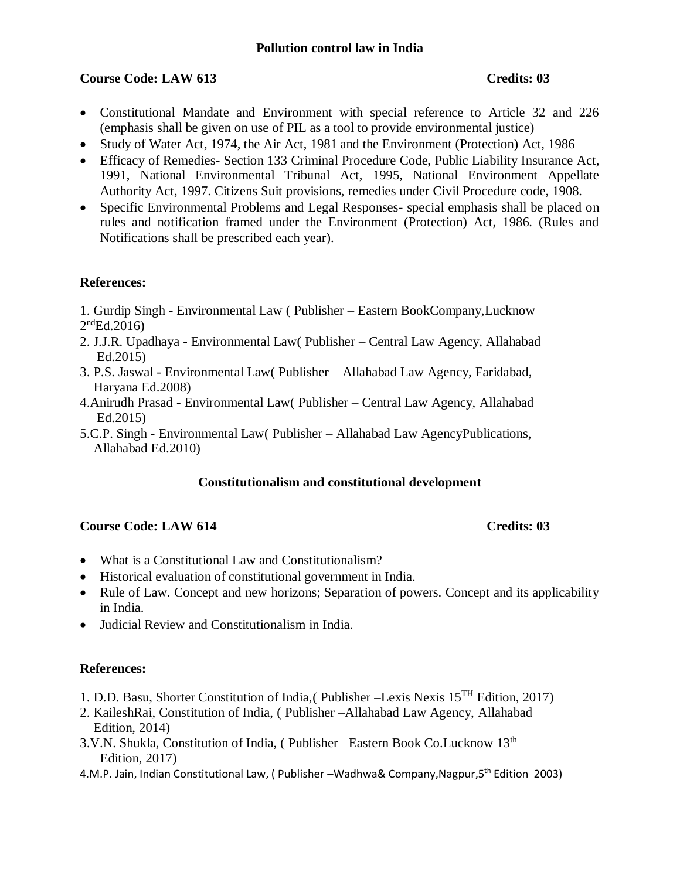## Pollution control law in India

**Course Code: LAW 613** **Credits: 03**

- Constitutional Mandate and Environment with special reference to Article 32 and 226 (emphasis shall be given on use of PIL as a tool to provide environmental justice)
- Study of Water Act, 1974, the Air Act, 1981 and the Environment (Protection) Act, 1986
- Efficacy of Remedies- Section 133 Criminal Procedure Code, Public Liability Insurance Act, 1991, National Environmental Tribunal Act, 1995, National Environment Appellate Authority Act, 1997. Citizens Suit provisions, remedies under Civil Procedure code, 1908.
- Specific Environmental Problems and Legal Responses- special emphasis shall be placed on rules and notification framed under the Environment (Protection) Act, 1986. (Rules and Notifications shall be prescribed each year).

**References:**

1. Gurdip Singh - Environmental Law ( Publisher – Eastern BookCompany,Lucknow 2nd Ed.2016)
2. J.J.R. Upadhaya - Environmental Law( Publisher – Central Law Agency, Allahabad Ed.2015)
3. P.S. Jaswal - Environmental Law( Publisher – Allahabad Law Agency, Faridabad, Haryana Ed.2008)
4. Anirudh Prasad - Environmental Law( Publisher – Central Law Agency, Allahabad Ed.2015)
5. C.P. Singh - Environmental Law( Publisher – Allahabad Law AgencyPublications, Allahabad Ed.2010)

## Constitutionalism and constitutional development

**Course Code: LAW 614** **Credits: 03**

- What is a Constitutional Law and Constitutionalism?
- Historical evaluation of constitutional government in India.
- Rule of Law. Concept and new horizons; Separation of powers. Concept and its applicability in India.
- Judicial Review and Constitutionalism in India.

**References:**

1. D.D. Basu, Shorter Constitution of India,( Publisher –Lexis Nexis 15TH Edition, 2017)
2. KaileshRai, Constitution of India, ( Publisher –Allahabad Law Agency, Allahabad Edition, 2014)
3. V.N. Shukla, Constitution of India, ( Publisher –Eastern Book Co.Lucknow 13th Edition, 2017)
4. M.P. Jain, Indian Constitutional Law, ( Publisher –Wadhwa& Company,Nagpur,5th Edition 2003)